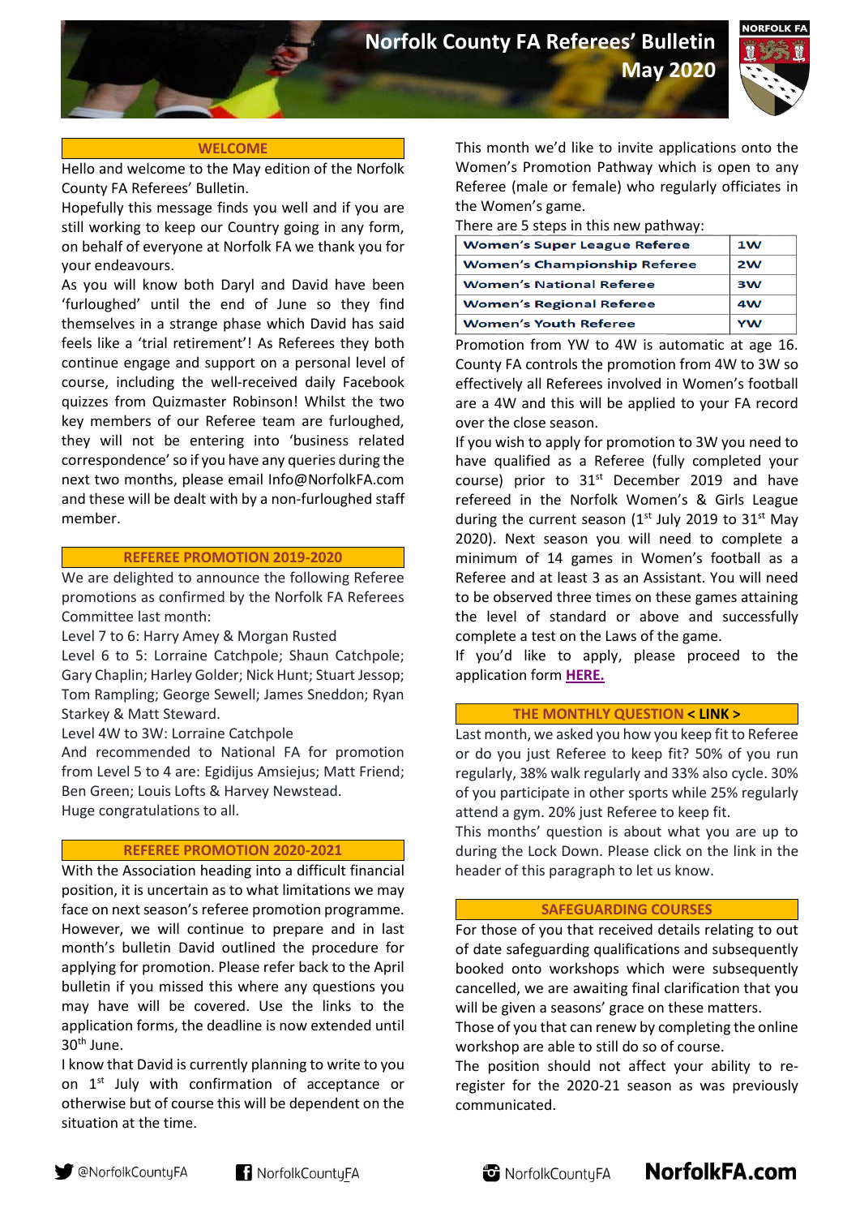# Norfolk County FA Referees' Bulletin
# May 2020

## WELCOME

Hello and welcome to the May edition of the Norfolk County FA Referees' Bulletin.

Hopefully this message finds you well and if you are still working to keep our Country going in any form, on behalf of everyone at Norfolk FA we thank you for your endeavours.

As you will know both Daryl and David have been 'furloughed' until the end of June so they find themselves in a strange phase which David has said feels like a 'trial retirement'! As Referees they both continue engage and support on a personal level of course, including the well-received daily Facebook quizzes from Quizmaster Robinson! Whilst the two key members of our Referee team are furloughed, they will not be entering into 'business related correspondence' so if you have any queries during the next two months, please email Info@NorfolkFA.com and these will be dealt with by a non-furloughed staff member.

## REFEREE PROMOTION 2019-2020

We are delighted to announce the following Referee promotions as confirmed by the Norfolk FA Referees Committee last month:

Level 7 to 6: Harry Amey & Morgan Rusted

Level 6 to 5: Lorraine Catchpole; Shaun Catchpole; Gary Chaplin; Harley Golder; Nick Hunt; Stuart Jessop; Tom Rampling; George Sewell; James Sneddon; Ryan Starkey & Matt Steward.

Level 4W to 3W: Lorraine Catchpole

And recommended to National FA for promotion from Level 5 to 4 are: Egidijus Amsiejus; Matt Friend; Ben Green; Louis Lofts & Harvey Newstead.

Huge congratulations to all.

## REFEREE PROMOTION 2020-2021

With the Association heading into a difficult financial position, it is uncertain as to what limitations we may face on next season's referee promotion programme. However, we will continue to prepare and in last month's bulletin David outlined the procedure for applying for promotion. Please refer back to the April bulletin if you missed this where any questions you may have will be covered. Use the links to the application forms, the deadline is now extended until 30th June.

I know that David is currently planning to write to you on 1st July with confirmation of acceptance or otherwise but of course this will be dependent on the situation at the time.

This month we'd like to invite applications onto the Women's Promotion Pathway which is open to any Referee (male or female) who regularly officiates in the Women's game.

There are 5 steps in this new pathway:

| Women's Super League Referee | 1W |
|---|---|
| Women's Championship Referee | 2W |
| Women's National Referee | 3W |
| Women's Regional Referee | 4W |
| Women's Youth Referee | YW |

Promotion from YW to 4W is automatic at age 16. County FA controls the promotion from 4W to 3W so effectively all Referees involved in Women's football are a 4W and this will be applied to your FA record over the close season.

If you wish to apply for promotion to 3W you need to have qualified as a Referee (fully completed your course) prior to 31st December 2019 and have refereed in the Norfolk Women's & Girls League during the current season (1st July 2019 to 31st May 2020). Next season you will need to complete a minimum of 14 games in Women's football as a Referee and at least 3 as an Assistant. You will need to be observed three times on these games attaining the level of standard or above and successfully complete a test on the Laws of the game.

If you'd like to apply, please proceed to the application form **HERE.**

## THE MONTHLY QUESTION < LINK >

Last month, we asked you how you keep fit to Referee or do you just Referee to keep fit? 50% of you run regularly, 38% walk regularly and 33% also cycle. 30% of you participate in other sports while 25% regularly attend a gym. 20% just Referee to keep fit.

This months' question is about what you are up to during the Lock Down. Please click on the link in the header of this paragraph to let us know.

## SAFEGUARDING COURSES

For those of you that received details relating to out of date safeguarding qualifications and subsequently booked onto workshops which were subsequently cancelled, we are awaiting final clarification that you will be given a seasons' grace on these matters.

Those of you that can renew by completing the online workshop are able to still do so of course.

The position should not affect your ability to re-register for the 2020-21 season as was previously communicated.

@NorfolkCountyFA NorfolkCountyFA NorfolkCountyFA **NorfolkFA.com**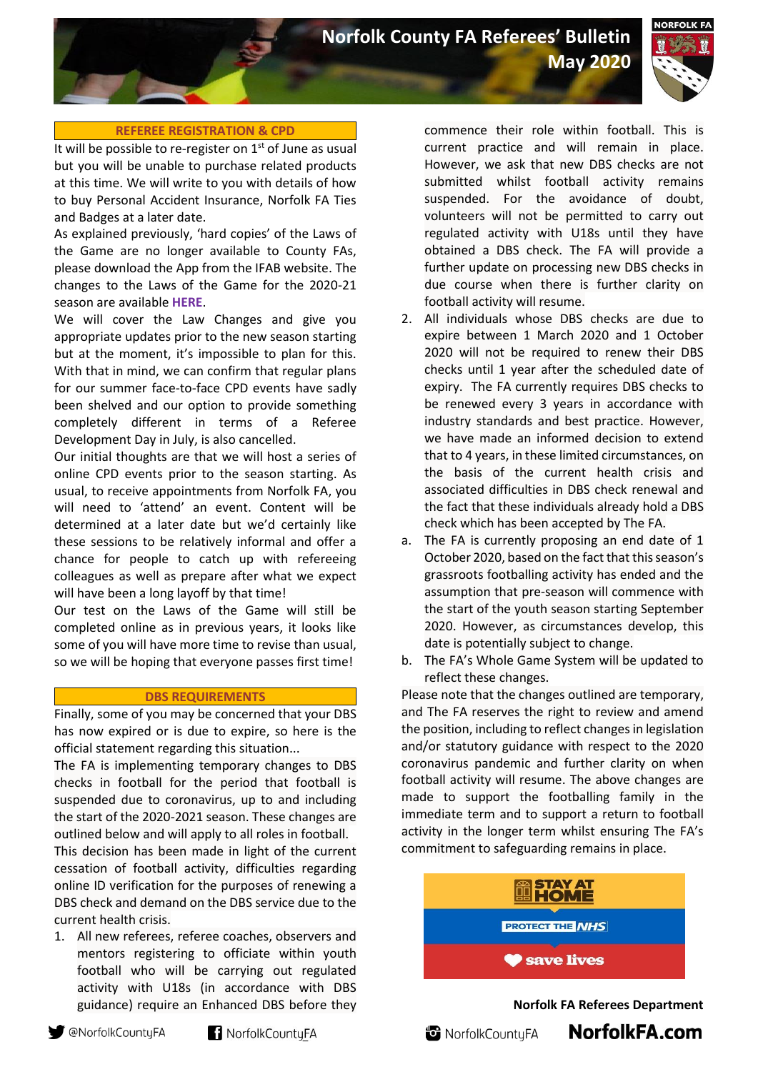# Norfolk County FA Referees' Bulletin May 2020

## REFEREE REGISTRATION & CPD

It will be possible to re-register on 1st of June as usual but you will be unable to purchase related products at this time. We will write to you with details of how to buy Personal Accident Insurance, Norfolk FA Ties and Badges at a later date.

As explained previously, 'hard copies' of the Laws of the Game are no longer available to County FAs, please download the App from the IFAB website. The changes to the Laws of the Game for the 2020-21 season are available **HERE**.

We will cover the Law Changes and give you appropriate updates prior to the new season starting but at the moment, it's impossible to plan for this. With that in mind, we can confirm that regular plans for our summer face-to-face CPD events have sadly been shelved and our option to provide something completely different in terms of a Referee Development Day in July, is also cancelled.

Our initial thoughts are that we will host a series of online CPD events prior to the season starting. As usual, to receive appointments from Norfolk FA, you will need to 'attend' an event. Content will be determined at a later date but we'd certainly like these sessions to be relatively informal and offer a chance for people to catch up with refereeing colleagues as well as prepare after what we expect will have been a long layoff by that time!

Our test on the Laws of the Game will still be completed online as in previous years, it looks like some of you will have more time to revise than usual, so we will be hoping that everyone passes first time!

## DBS REQUIREMENTS

Finally, some of you may be concerned that your DBS has now expired or is due to expire, so here is the official statement regarding this situation...

The FA is implementing temporary changes to DBS checks in football for the period that football is suspended due to coronavirus, up to and including the start of the 2020-2021 season. These changes are outlined below and will apply to all roles in football.

This decision has been made in light of the current cessation of football activity, difficulties regarding online ID verification for the purposes of renewing a DBS check and demand on the DBS service due to the current health crisis.

1. All new referees, referee coaches, observers and mentors registering to officiate within youth football who will be carrying out regulated activity with U18s (in accordance with DBS guidance) require an Enhanced DBS before they commence their role within football. This is current practice and will remain in place. However, we ask that new DBS checks are not submitted whilst football activity remains suspended. For the avoidance of doubt, volunteers will not be permitted to carry out regulated activity with U18s until they have obtained a DBS check. The FA will provide a further update on processing new DBS checks in due course when there is further clarity on football activity will resume.
2. All individuals whose DBS checks are due to expire between 1 March 2020 and 1 October 2020 will not be required to renew their DBS checks until 1 year after the scheduled date of expiry. The FA currently requires DBS checks to be renewed every 3 years in accordance with industry standards and best practice. However, we have made an informed decision to extend that to 4 years, in these limited circumstances, on the basis of the current health crisis and associated difficulties in DBS check renewal and the fact that these individuals already hold a DBS check which has been accepted by The FA.

a. The FA is currently proposing an end date of 1 October 2020, based on the fact that this season's grassroots footballing activity has ended and the assumption that pre-season will commence with the start of the youth season starting September 2020. However, as circumstances develop, this date is potentially subject to change.

b. The FA's Whole Game System will be updated to reflect these changes.

Please note that the changes outlined are temporary, and The FA reserves the right to review and amend the position, including to reflect changes in legislation and/or statutory guidance with respect to the 2020 coronavirus pandemic and further clarity on when football activity will resume. The above changes are made to support the footballing family in the immediate term and to support a return to football activity in the longer term whilst ensuring The FA's commitment to safeguarding remains in place.

STAY AT HOME

PROTECT THE NHS

save lives

**Norfolk FA Referees Department**